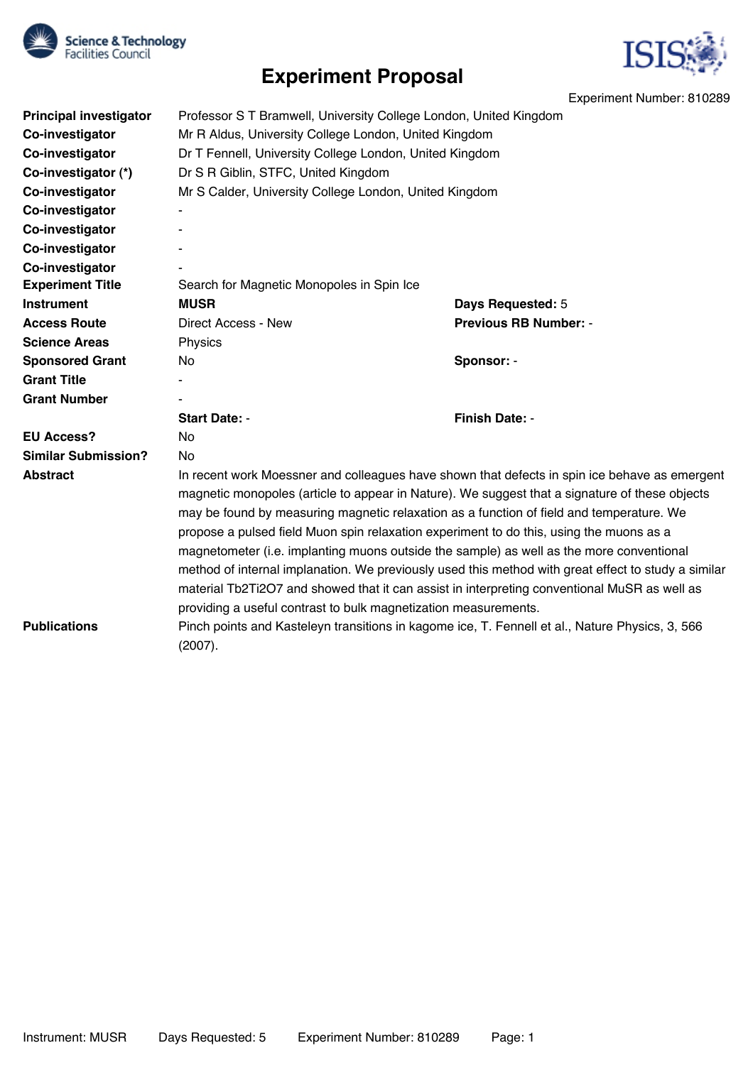# Experiment Proposal

Experiment Number: 810289

| | |
|---|---|
| **Principal investigator** | Professor S T Bramwell, University College London, United Kingdom |
| **Co-investigator** | Mr R Aldus, University College London, United Kingdom |
| **Co-investigator** | Dr T Fennell, University College London, United Kingdom |
| **Co-investigator (*)** | Dr S R Giblin, STFC, United Kingdom |
| **Co-investigator** | Mr S Calder, University College London, United Kingdom |
| **Co-investigator** | - |
| **Co-investigator** | - |
| **Co-investigator** | - |
| **Co-investigator** | - |
| **Experiment Title** | Search for Magnetic Monopoles in Spin Ice |

| | | | |
|---|---|---|---|
| **Instrument** | **MUSR** | **Days Requested:** | 5 |
| **Access Route** | Direct Access - New | **Previous RB Number:** | - |
| **Science Areas** | Physics | | |
| **Sponsored Grant** | No | **Sponsor:** | - |
| **Grant Title** | - | | |
| **Grant Number** | - | | |
| | **Start Date:** - | **Finish Date:** | - |
| **EU Access?** | No | | |
| **Similar Submission?** | No | | |

**Abstract**

In recent work Moessner and colleagues have shown that defects in spin ice behave as emergent magnetic monopoles (article to appear in Nature). We suggest that a signature of these objects may be found by measuring magnetic relaxation as a function of field and temperature. We propose a pulsed field Muon spin relaxation experiment to do this, using the muons as a magnetometer (i.e. implanting muons outside the sample) as well as the more conventional method of internal implanation. We previously used this method with great effect to study a similar material $Tb_2Ti_2O_7$ and showed that it can assist in interpreting conventional MuSR as well as providing a useful contrast to bulk magnetization measurements.

**Publications**

Pinch points and Kasteleyn transitions in kagome ice, T. Fennell et al., Nature Physics, 3, 566 (2007).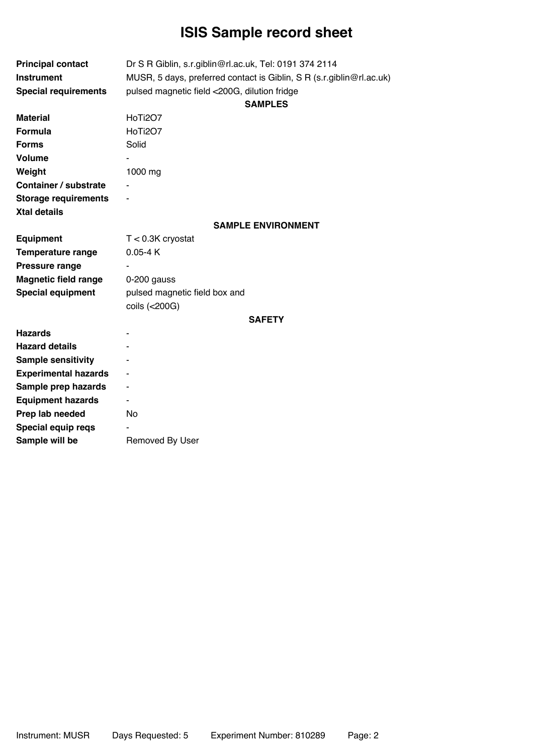# ISIS Sample record sheet

| | |
|---|---|
| **Principal contact** | Dr S R Giblin, s.r.giblin@rl.ac.uk, Tel: 0191 374 2114 |
| **Instrument** | MUSR, 5 days, preferred contact is Giblin, S R (s.r.giblin@rl.ac.uk) |
| **Special requirements** | pulsed magnetic field <200G, dilution fridge |

**SAMPLES**

| | |
|---|---|
| **Material** | $HoTi_2O_7$ |
| **Formula** | $HoTi_2O_7$ |
| **Forms** | Solid |
| **Volume** | - |
| **Weight** | 1000 mg |
| **Container / substrate** | - |
| **Storage requirements** | - |
| **Xtal details** | |

**SAMPLE ENVIRONMENT**

| | |
|---|---|
| **Equipment** | T < 0.3K cryostat |
| **Temperature range** | 0.05-4 K |
| **Pressure range** | - |
| **Magnetic field range** | 0-200 gauss |
| **Special equipment** | pulsed magnetic field box and coils (<200G) |

**SAFETY**

| | |
|---|---|
| **Hazards** | - |
| **Hazard details** | - |
| **Sample sensitivity** | - |
| **Experimental hazards** | - |
| **Sample prep hazards** | - |
| **Equipment hazards** | - |
| **Prep lab needed** | No |
| **Special equip reqs** | - |
| **Sample will be** | Removed By User |

Instrument: MUSR Days Requested: 5 Experiment Number: 810289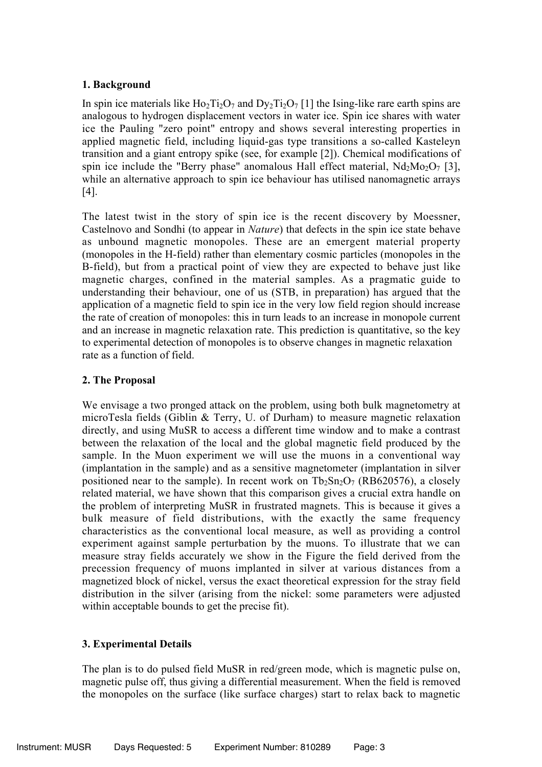### 1. Background

In spin ice materials like $Ho_2Ti_2O_7$ and $Dy_2Ti_2O_7$ [1] the Ising-like rare earth spins are analogous to hydrogen displacement vectors in water ice. Spin ice shares with water ice the Pauling "zero point" entropy and shows several interesting properties in applied magnetic field, including liquid-gas type transitions a so-called Kasteleyn transition and a giant entropy spike (see, for example [2]). Chemical modifications of spin ice include the "Berry phase" anomalous Hall effect material, $Nd_2Mo_2O_7$ [3], while an alternative approach to spin ice behaviour has utilised nanomagnetic arrays [4].

The latest twist in the story of spin ice is the recent discovery by Moessner, Castelnovo and Sondhi (to appear in *Nature*) that defects in the spin ice state behave as unbound magnetic monopoles. These are an emergent material property (monopoles in the H-field) rather than elementary cosmic particles (monopoles in the B-field), but from a practical point of view they are expected to behave just like magnetic charges, confined in the material samples. As a pragmatic guide to understanding their behaviour, one of us (STB, in preparation) has argued that the application of a magnetic field to spin ice in the very low field region should increase the rate of creation of monopoles: this in turn leads to an increase in monopole current and an increase in magnetic relaxation rate. This prediction is quantitative, so the key to experimental detection of monopoles is to observe changes in magnetic relaxation rate as a function of field.

### 2. The Proposal

We envisage a two pronged attack on the problem, using both bulk magnetometry at microTesla fields (Giblin & Terry, U. of Durham) to measure magnetic relaxation directly, and using MuSR to access a different time window and to make a contrast between the relaxation of the local and the global magnetic field produced by the sample. In the Muon experiment we will use the muons in a conventional way (implantation in the sample) and as a sensitive magnetometer (implantation in silver positioned near to the sample). In recent work on $Tb_2Sn_2O_7$ (RB620576), a closely related material, we have shown that this comparison gives a crucial extra handle on the problem of interpreting MuSR in frustrated magnets. This is because it gives a bulk measure of field distributions, with the exactly the same frequency characteristics as the conventional local measure, as well as providing a control experiment against sample perturbation by the muons. To illustrate that we can measure stray fields accurately we show in the Figure the field derived from the precession frequency of muons implanted in silver at various distances from a magnetized block of nickel, versus the exact theoretical expression for the stray field distribution in the silver (arising from the nickel: some parameters were adjusted within acceptable bounds to get the precise fit).

### 3. Experimental Details

The plan is to do pulsed field MuSR in red/green mode, which is magnetic pulse on, magnetic pulse off, thus giving a differential measurement. When the field is removed the monopoles on the surface (like surface charges) start to relax back to magnetic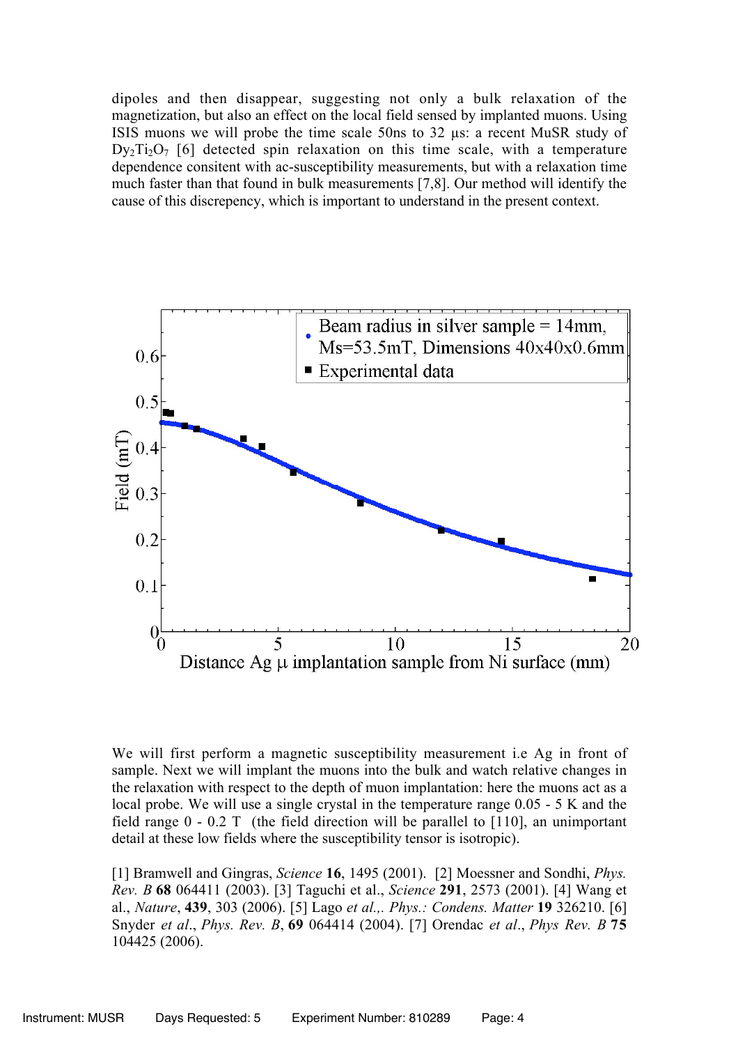dipoles and then disappear, suggesting not only a bulk relaxation of the magnetization, but also an effect on the local field sensed by implanted muons. Using ISIS muons we will probe the time scale 50ns to 32 μs: a recent MuSR study of $Dy_2Ti_2O_7$ [6] detected spin relaxation on this time scale, with a temperature dependence consitent with ac-susceptibility measurements, but with a relaxation time much faster than that found in bulk measurements [7,8]. Our method will identify the cause of this discrepency, which is important to understand in the present context.

Beam radius in silver sample = 14mm, Ms=53.5mT, Dimensions 40x40x0.6mm
Experimental data
Field (mT)
0
0.1
0.2
0.3
0.4
0.5
0.6
0
5
10
15
20
Distance Ag μ implantation sample from Ni surface (mm)

We will first perform a magnetic susceptibility measurement i.e Ag in front of sample. Next we will implant the muons into the bulk and watch relative changes in the relaxation with respect to the depth of muon implantation: here the muons act as a local probe. We will use a single crystal in the temperature range 0.05 - 5 K and the field range 0 - 0.2 T (the field direction will be parallel to [110], an unimportant detail at these low fields where the susceptibility tensor is isotropic).

[1] Bramwell and Gingras, *Science* **16**, 1495 (2001). [2] Moessner and Sondhi, *Phys. Rev. B* **68** 064411 (2003). [3] Taguchi et al., *Science* **291**, 2573 (2001). [4] Wang et al., *Nature*, **439**, 303 (2006). [5] Lago *et al.,. Phys.: Condens. Matter* **19** 326210. [6] Snyder *et al*., *Phys. Rev. B*, **69** 064414 (2004). [7] Orendac *et al*., *Phys Rev. B* **75** 104425 (2006).

Instrument: MUSR Days Requested: 5 Experiment Number: 810289